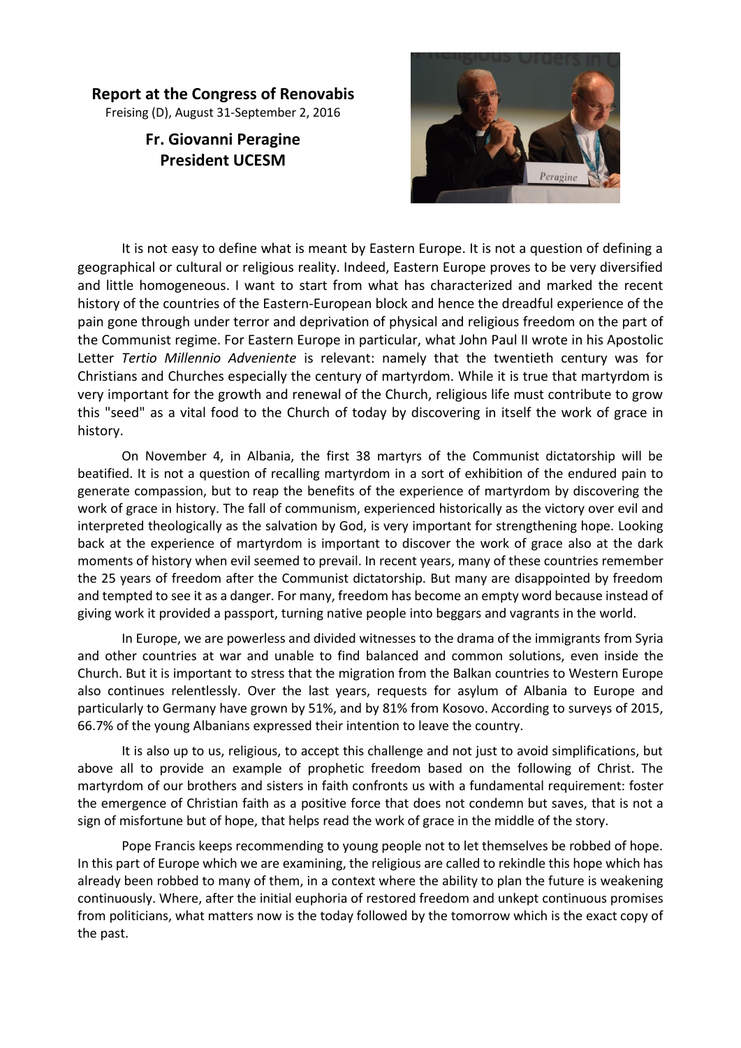**Report at the Congress of Renovabis**

Freising (D), August 31-September 2, 2016

**Fr. Giovanni Peragine**
**President UCESM**

It is not easy to define what is meant by Eastern Europe. It is not a question of defining a geographical or cultural or religious reality. Indeed, Eastern Europe proves to be very diversified and little homogeneous. I want to start from what has characterized and marked the recent history of the countries of the Eastern-European block and hence the dreadful experience of the pain gone through under terror and deprivation of physical and religious freedom on the part of the Communist regime. For Eastern Europe in particular, what John Paul II wrote in his Apostolic Letter *Tertio Millennio Adveniente* is relevant: namely that the twentieth century was for Christians and Churches especially the century of martyrdom. While it is true that martyrdom is very important for the growth and renewal of the Church, religious life must contribute to grow this "seed" as a vital food to the Church of today by discovering in itself the work of grace in history.

On November 4, in Albania, the first 38 martyrs of the Communist dictatorship will be beatified. It is not a question of recalling martyrdom in a sort of exhibition of the endured pain to generate compassion, but to reap the benefits of the experience of martyrdom by discovering the work of grace in history. The fall of communism, experienced historically as the victory over evil and interpreted theologically as the salvation by God, is very important for strengthening hope. Looking back at the experience of martyrdom is important to discover the work of grace also at the dark moments of history when evil seemed to prevail. In recent years, many of these countries remember the 25 years of freedom after the Communist dictatorship. But many are disappointed by freedom and tempted to see it as a danger. For many, freedom has become an empty word because instead of giving work it provided a passport, turning native people into beggars and vagrants in the world.

In Europe, we are powerless and divided witnesses to the drama of the immigrants from Syria and other countries at war and unable to find balanced and common solutions, even inside the Church. But it is important to stress that the migration from the Balkan countries to Western Europe also continues relentlessly. Over the last years, requests for asylum of Albania to Europe and particularly to Germany have grown by 51%, and by 81% from Kosovo. According to surveys of 2015, 66.7% of the young Albanians expressed their intention to leave the country.

It is also up to us, religious, to accept this challenge and not just to avoid simplifications, but above all to provide an example of prophetic freedom based on the following of Christ. The martyrdom of our brothers and sisters in faith confronts us with a fundamental requirement: foster the emergence of Christian faith as a positive force that does not condemn but saves, that is not a sign of misfortune but of hope, that helps read the work of grace in the middle of the story.

Pope Francis keeps recommending to young people not to let themselves be robbed of hope. In this part of Europe which we are examining, the religious are called to rekindle this hope which has already been robbed to many of them, in a context where the ability to plan the future is weakening continuously. Where, after the initial euphoria of restored freedom and unkept continuous promises from politicians, what matters now is the today followed by the tomorrow which is the exact copy of the past.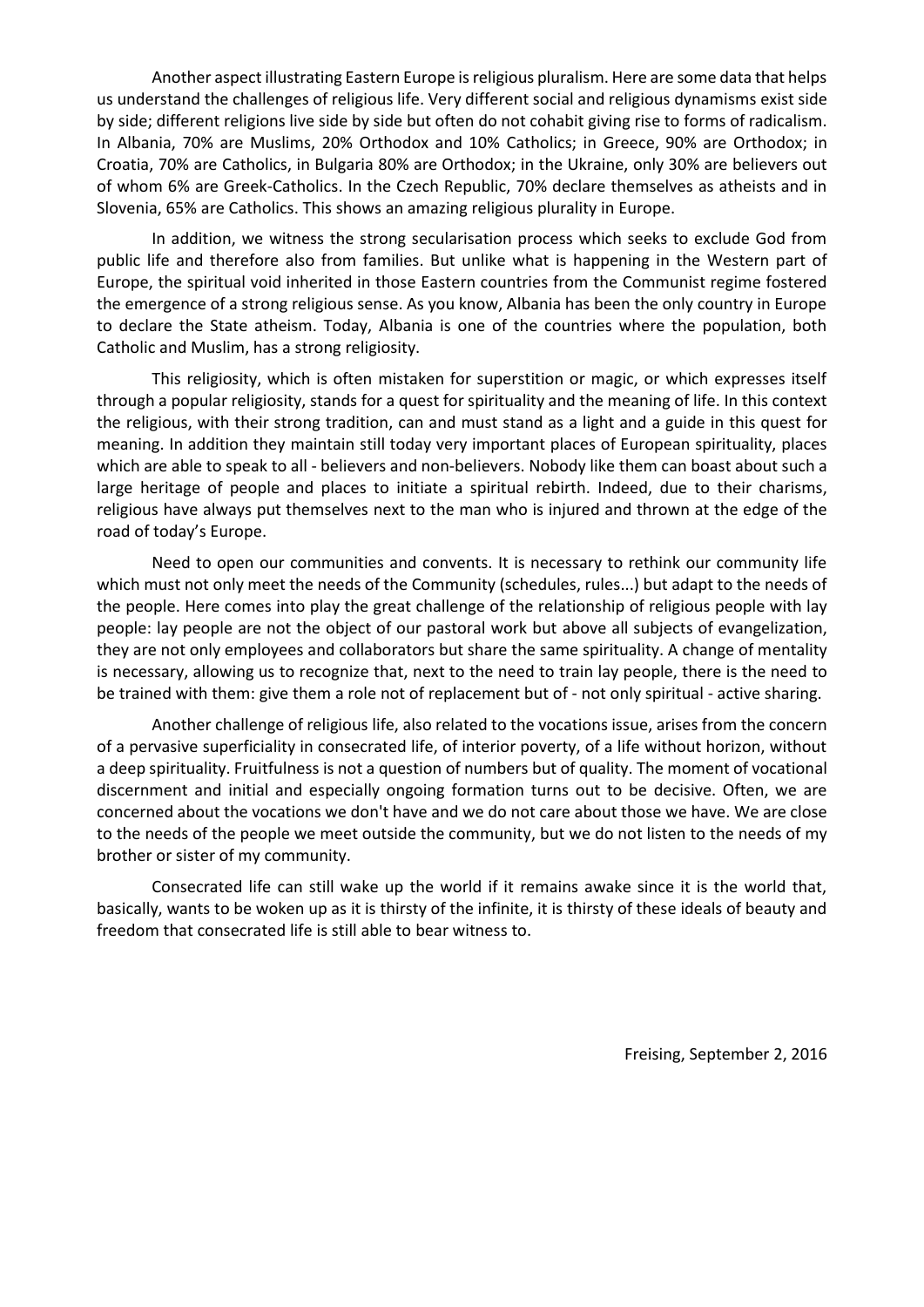Another aspect illustrating Eastern Europe is religious pluralism. Here are some data that helps us understand the challenges of religious life. Very different social and religious dynamisms exist side by side; different religions live side by side but often do not cohabit giving rise to forms of radicalism. In Albania, 70% are Muslims, 20% Orthodox and 10% Catholics; in Greece, 90% are Orthodox; in Croatia, 70% are Catholics, in Bulgaria 80% are Orthodox; in the Ukraine, only 30% are believers out of whom 6% are Greek-Catholics. In the Czech Republic, 70% declare themselves as atheists and in Slovenia, 65% are Catholics. This shows an amazing religious plurality in Europe.

In addition, we witness the strong secularisation process which seeks to exclude God from public life and therefore also from families. But unlike what is happening in the Western part of Europe, the spiritual void inherited in those Eastern countries from the Communist regime fostered the emergence of a strong religious sense. As you know, Albania has been the only country in Europe to declare the State atheism. Today, Albania is one of the countries where the population, both Catholic and Muslim, has a strong religiosity.

This religiosity, which is often mistaken for superstition or magic, or which expresses itself through a popular religiosity, stands for a quest for spirituality and the meaning of life. In this context the religious, with their strong tradition, can and must stand as a light and a guide in this quest for meaning. In addition they maintain still today very important places of European spirituality, places which are able to speak to all - believers and non-believers. Nobody like them can boast about such a large heritage of people and places to initiate a spiritual rebirth. Indeed, due to their charisms, religious have always put themselves next to the man who is injured and thrown at the edge of the road of today's Europe.

Need to open our communities and convents. It is necessary to rethink our community life which must not only meet the needs of the Community (schedules, rules...) but adapt to the needs of the people. Here comes into play the great challenge of the relationship of religious people with lay people: lay people are not the object of our pastoral work but above all subjects of evangelization, they are not only employees and collaborators but share the same spirituality. A change of mentality is necessary, allowing us to recognize that, next to the need to train lay people, there is the need to be trained with them: give them a role not of replacement but of - not only spiritual - active sharing.

Another challenge of religious life, also related to the vocations issue, arises from the concern of a pervasive superficiality in consecrated life, of interior poverty, of a life without horizon, without a deep spirituality. Fruitfulness is not a question of numbers but of quality. The moment of vocational discernment and initial and especially ongoing formation turns out to be decisive. Often, we are concerned about the vocations we don't have and we do not care about those we have. We are close to the needs of the people we meet outside the community, but we do not listen to the needs of my brother or sister of my community.

Consecrated life can still wake up the world if it remains awake since it is the world that, basically, wants to be woken up as it is thirsty of the infinite, it is thirsty of these ideals of beauty and freedom that consecrated life is still able to bear witness to.

Freising, September 2, 2016